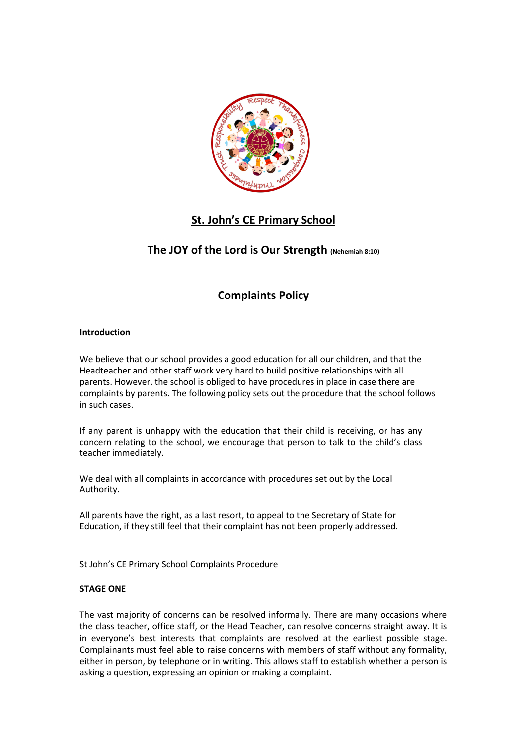# St. John's CE Primary School

## The JOY of the Lord is Our Strength (Nehemiah 8:10)

## Complaints Policy

**Introduction**

We believe that our school provides a good education for all our children, and that the Headteacher and other staff work very hard to build positive relationships with all parents. However, the school is obliged to have procedures in place in case there are complaints by parents. The following policy sets out the procedure that the school follows in such cases.

If any parent is unhappy with the education that their child is receiving, or has any concern relating to the school, we encourage that person to talk to the child's class teacher immediately.

We deal with all complaints in accordance with procedures set out by the Local Authority.

All parents have the right, as a last resort, to appeal to the Secretary of State for Education, if they still feel that their complaint has not been properly addressed.

St John's CE Primary School Complaints Procedure

**STAGE ONE**

The vast majority of concerns can be resolved informally. There are many occasions where the class teacher, office staff, or the Head Teacher, can resolve concerns straight away. It is in everyone's best interests that complaints are resolved at the earliest possible stage. Complainants must feel able to raise concerns with members of staff without any formality, either in person, by telephone or in writing. This allows staff to establish whether a person is asking a question, expressing an opinion or making a complaint.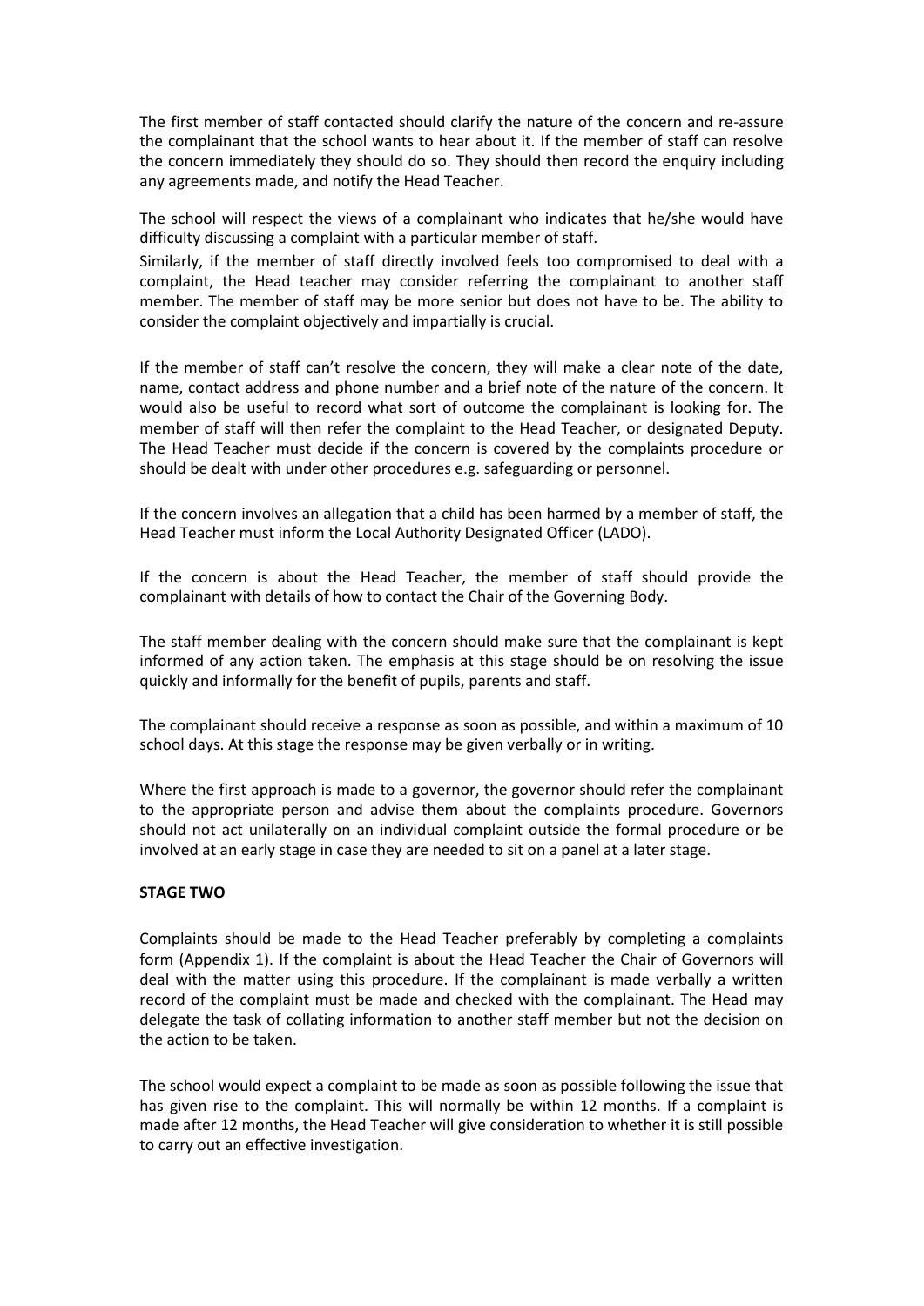The first member of staff contacted should clarify the nature of the concern and re-assure the complainant that the school wants to hear about it. If the member of staff can resolve the concern immediately they should do so. They should then record the enquiry including any agreements made, and notify the Head Teacher.

The school will respect the views of a complainant who indicates that he/she would have difficulty discussing a complaint with a particular member of staff.

Similarly, if the member of staff directly involved feels too compromised to deal with a complaint, the Head teacher may consider referring the complainant to another staff member. The member of staff may be more senior but does not have to be. The ability to consider the complaint objectively and impartially is crucial.

If the member of staff can't resolve the concern, they will make a clear note of the date, name, contact address and phone number and a brief note of the nature of the concern. It would also be useful to record what sort of outcome the complainant is looking for. The member of staff will then refer the complaint to the Head Teacher, or designated Deputy. The Head Teacher must decide if the concern is covered by the complaints procedure or should be dealt with under other procedures e.g. safeguarding or personnel.

If the concern involves an allegation that a child has been harmed by a member of staff, the Head Teacher must inform the Local Authority Designated Officer (LADO).

If the concern is about the Head Teacher, the member of staff should provide the complainant with details of how to contact the Chair of the Governing Body.

The staff member dealing with the concern should make sure that the complainant is kept informed of any action taken. The emphasis at this stage should be on resolving the issue quickly and informally for the benefit of pupils, parents and staff.

The complainant should receive a response as soon as possible, and within a maximum of 10 school days. At this stage the response may be given verbally or in writing.

Where the first approach is made to a governor, the governor should refer the complainant to the appropriate person and advise them about the complaints procedure. Governors should not act unilaterally on an individual complaint outside the formal procedure or be involved at an early stage in case they are needed to sit on a panel at a later stage.

**STAGE TWO**

Complaints should be made to the Head Teacher preferably by completing a complaints form (Appendix 1). If the complaint is about the Head Teacher the Chair of Governors will deal with the matter using this procedure. If the complainant is made verbally a written record of the complaint must be made and checked with the complainant. The Head may delegate the task of collating information to another staff member but not the decision on the action to be taken.

The school would expect a complaint to be made as soon as possible following the issue that has given rise to the complaint. This will normally be within 12 months. If a complaint is made after 12 months, the Head Teacher will give consideration to whether it is still possible to carry out an effective investigation.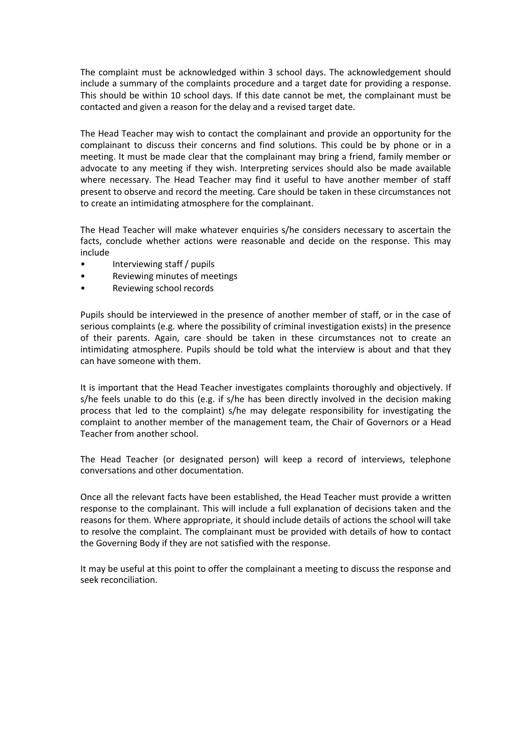The complaint must be acknowledged within 3 school days. The acknowledgement should include a summary of the complaints procedure and a target date for providing a response. This should be within 10 school days. If this date cannot be met, the complainant must be contacted and given a reason for the delay and a revised target date.

The Head Teacher may wish to contact the complainant and provide an opportunity for the complainant to discuss their concerns and find solutions. This could be by phone or in a meeting. It must be made clear that the complainant may bring a friend, family member or advocate to any meeting if they wish. Interpreting services should also be made available where necessary. The Head Teacher may find it useful to have another member of staff present to observe and record the meeting. Care should be taken in these circumstances not to create an intimidating atmosphere for the complainant.

The Head Teacher will make whatever enquiries s/he considers necessary to ascertain the facts, conclude whether actions were reasonable and decide on the response. This may include

- Interviewing staff / pupils
- Reviewing minutes of meetings
- Reviewing school records

Pupils should be interviewed in the presence of another member of staff, or in the case of serious complaints (e.g. where the possibility of criminal investigation exists) in the presence of their parents. Again, care should be taken in these circumstances not to create an intimidating atmosphere. Pupils should be told what the interview is about and that they can have someone with them.

It is important that the Head Teacher investigates complaints thoroughly and objectively. If s/he feels unable to do this (e.g. if s/he has been directly involved in the decision making process that led to the complaint) s/he may delegate responsibility for investigating the complaint to another member of the management team, the Chair of Governors or a Head Teacher from another school.

The Head Teacher (or designated person) will keep a record of interviews, telephone conversations and other documentation.

Once all the relevant facts have been established, the Head Teacher must provide a written response to the complainant. This will include a full explanation of decisions taken and the reasons for them. Where appropriate, it should include details of actions the school will take to resolve the complaint. The complainant must be provided with details of how to contact the Governing Body if they are not satisfied with the response.

It may be useful at this point to offer the complainant a meeting to discuss the response and seek reconciliation.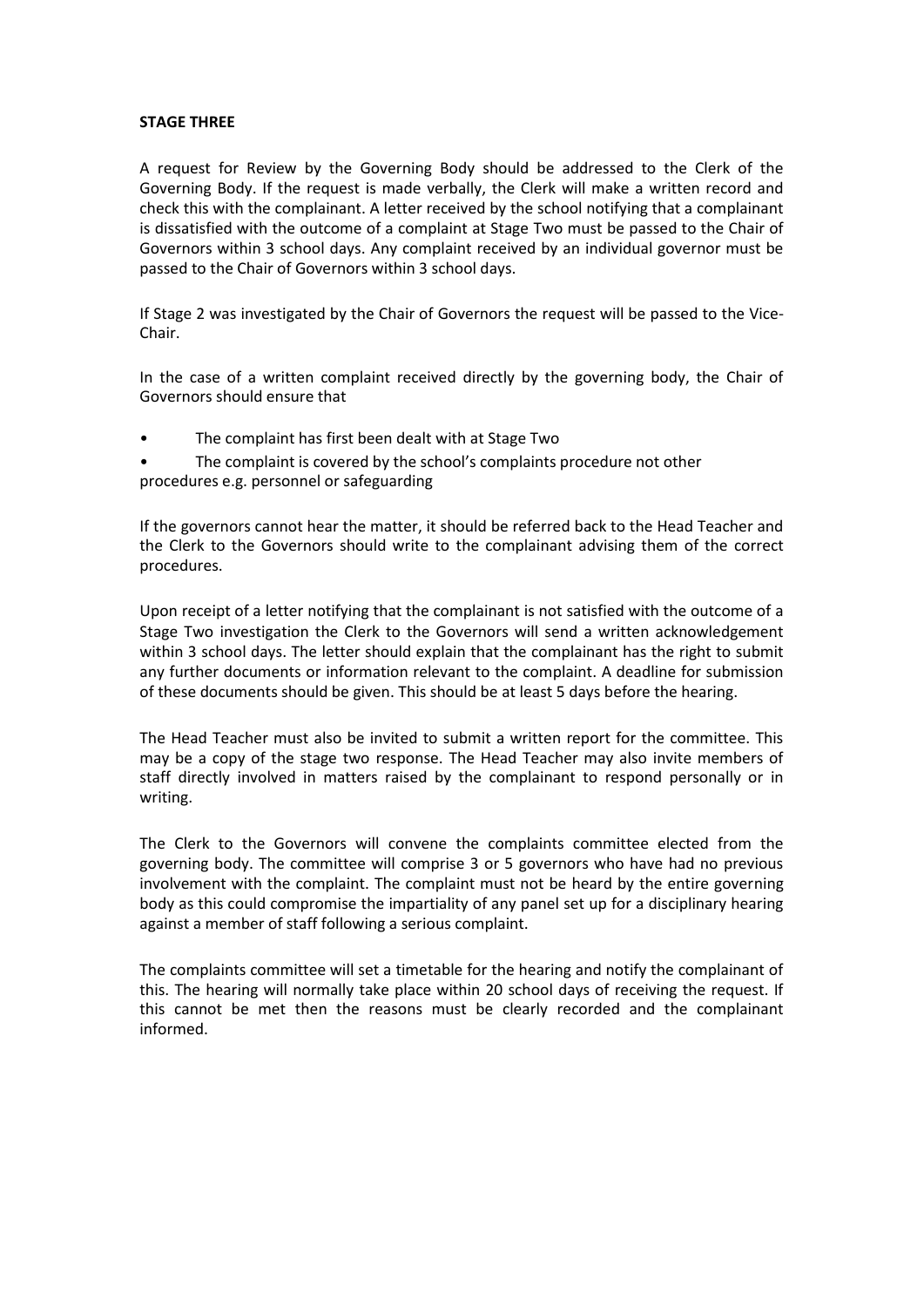**STAGE THREE**

A request for Review by the Governing Body should be addressed to the Clerk of the Governing Body. If the request is made verbally, the Clerk will make a written record and check this with the complainant. A letter received by the school notifying that a complainant is dissatisfied with the outcome of a complaint at Stage Two must be passed to the Chair of Governors within 3 school days. Any complaint received by an individual governor must be passed to the Chair of Governors within 3 school days.

If Stage 2 was investigated by the Chair of Governors the request will be passed to the Vice-Chair.

In the case of a written complaint received directly by the governing body, the Chair of Governors should ensure that

- The complaint has first been dealt with at Stage Two
- The complaint is covered by the school's complaints procedure not other procedures e.g. personnel or safeguarding

If the governors cannot hear the matter, it should be referred back to the Head Teacher and the Clerk to the Governors should write to the complainant advising them of the correct procedures.

Upon receipt of a letter notifying that the complainant is not satisfied with the outcome of a Stage Two investigation the Clerk to the Governors will send a written acknowledgement within 3 school days. The letter should explain that the complainant has the right to submit any further documents or information relevant to the complaint. A deadline for submission of these documents should be given. This should be at least 5 days before the hearing.

The Head Teacher must also be invited to submit a written report for the committee. This may be a copy of the stage two response. The Head Teacher may also invite members of staff directly involved in matters raised by the complainant to respond personally or in writing.

The Clerk to the Governors will convene the complaints committee elected from the governing body. The committee will comprise 3 or 5 governors who have had no previous involvement with the complaint. The complaint must not be heard by the entire governing body as this could compromise the impartiality of any panel set up for a disciplinary hearing against a member of staff following a serious complaint.

The complaints committee will set a timetable for the hearing and notify the complainant of this. The hearing will normally take place within 20 school days of receiving the request. If this cannot be met then the reasons must be clearly recorded and the complainant informed.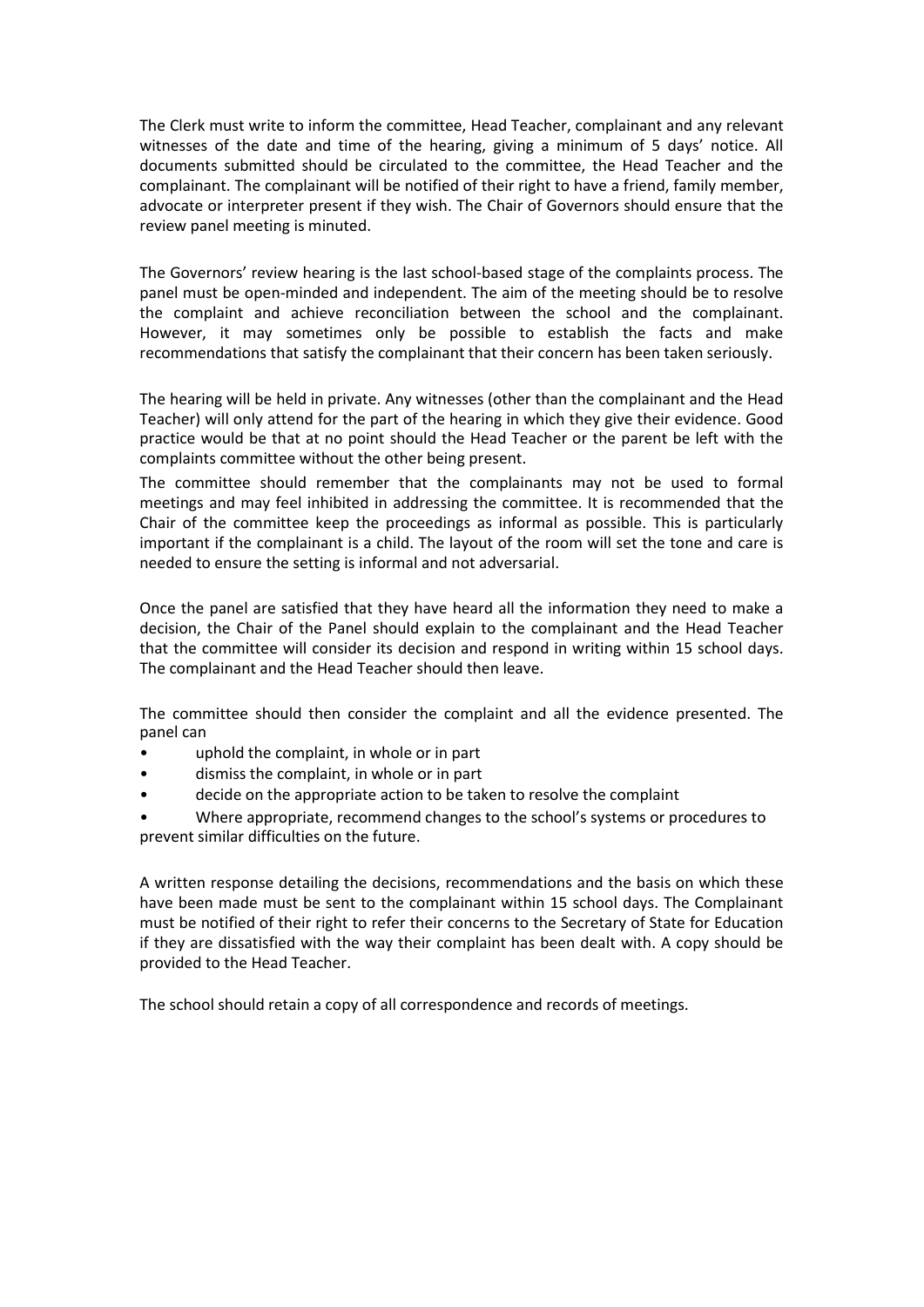The Clerk must write to inform the committee, Head Teacher, complainant and any relevant witnesses of the date and time of the hearing, giving a minimum of 5 days' notice. All documents submitted should be circulated to the committee, the Head Teacher and the complainant. The complainant will be notified of their right to have a friend, family member, advocate or interpreter present if they wish. The Chair of Governors should ensure that the review panel meeting is minuted.

The Governors' review hearing is the last school-based stage of the complaints process. The panel must be open-minded and independent. The aim of the meeting should be to resolve the complaint and achieve reconciliation between the school and the complainant. However, it may sometimes only be possible to establish the facts and make recommendations that satisfy the complainant that their concern has been taken seriously.

The hearing will be held in private. Any witnesses (other than the complainant and the Head Teacher) will only attend for the part of the hearing in which they give their evidence. Good practice would be that at no point should the Head Teacher or the parent be left with the complaints committee without the other being present.

The committee should remember that the complainants may not be used to formal meetings and may feel inhibited in addressing the committee. It is recommended that the Chair of the committee keep the proceedings as informal as possible. This is particularly important if the complainant is a child. The layout of the room will set the tone and care is needed to ensure the setting is informal and not adversarial.

Once the panel are satisfied that they have heard all the information they need to make a decision, the Chair of the Panel should explain to the complainant and the Head Teacher that the committee will consider its decision and respond in writing within 15 school days. The complainant and the Head Teacher should then leave.

The committee should then consider the complaint and all the evidence presented. The panel can

- uphold the complaint, in whole or in part
- dismiss the complaint, in whole or in part
- decide on the appropriate action to be taken to resolve the complaint
- Where appropriate, recommend changes to the school's systems or procedures to prevent similar difficulties on the future.

A written response detailing the decisions, recommendations and the basis on which these have been made must be sent to the complainant within 15 school days. The Complainant must be notified of their right to refer their concerns to the Secretary of State for Education if they are dissatisfied with the way their complaint has been dealt with. A copy should be provided to the Head Teacher.

The school should retain a copy of all correspondence and records of meetings.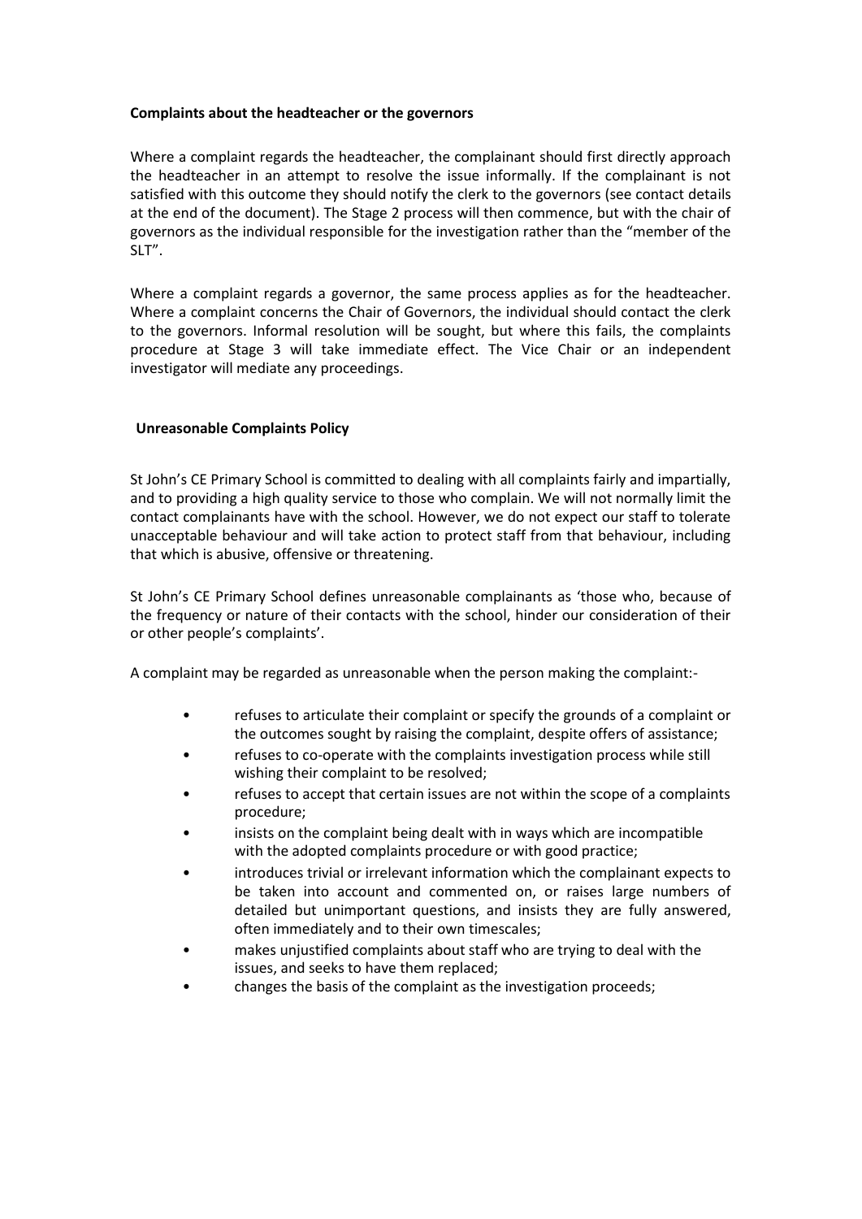**Complaints about the headteacher or the governors**

Where a complaint regards the headteacher, the complainant should first directly approach the headteacher in an attempt to resolve the issue informally. If the complainant is not satisfied with this outcome they should notify the clerk to the governors (see contact details at the end of the document). The Stage 2 process will then commence, but with the chair of governors as the individual responsible for the investigation rather than the "member of the SLT".

Where a complaint regards a governor, the same process applies as for the headteacher. Where a complaint concerns the Chair of Governors, the individual should contact the clerk to the governors. Informal resolution will be sought, but where this fails, the complaints procedure at Stage 3 will take immediate effect. The Vice Chair or an independent investigator will mediate any proceedings.

**Unreasonable Complaints Policy**

St John's CE Primary School is committed to dealing with all complaints fairly and impartially, and to providing a high quality service to those who complain. We will not normally limit the contact complainants have with the school. However, we do not expect our staff to tolerate unacceptable behaviour and will take action to protect staff from that behaviour, including that which is abusive, offensive or threatening.

St John's CE Primary School defines unreasonable complainants as 'those who, because of the frequency or nature of their contacts with the school, hinder our consideration of their or other people's complaints'.

A complaint may be regarded as unreasonable when the person making the complaint:-

- refuses to articulate their complaint or specify the grounds of a complaint or the outcomes sought by raising the complaint, despite offers of assistance;
- refuses to co-operate with the complaints investigation process while still wishing their complaint to be resolved;
- refuses to accept that certain issues are not within the scope of a complaints procedure;
- insists on the complaint being dealt with in ways which are incompatible with the adopted complaints procedure or with good practice;
- introduces trivial or irrelevant information which the complainant expects to be taken into account and commented on, or raises large numbers of detailed but unimportant questions, and insists they are fully answered, often immediately and to their own timescales;
- makes unjustified complaints about staff who are trying to deal with the issues, and seeks to have them replaced;
- changes the basis of the complaint as the investigation proceeds;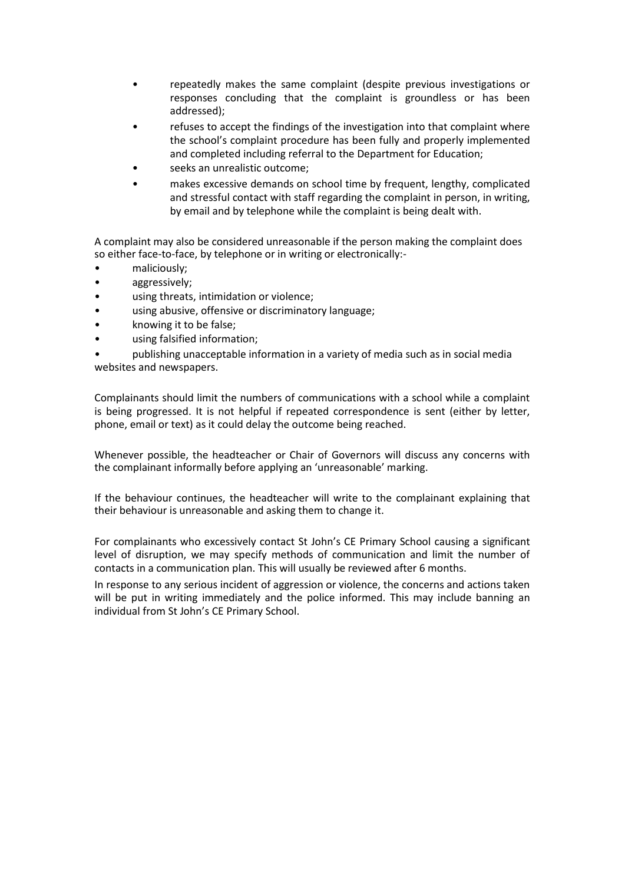- repeatedly makes the same complaint (despite previous investigations or responses concluding that the complaint is groundless or has been addressed);
- refuses to accept the findings of the investigation into that complaint where the school's complaint procedure has been fully and properly implemented and completed including referral to the Department for Education;
- seeks an unrealistic outcome;
- makes excessive demands on school time by frequent, lengthy, complicated and stressful contact with staff regarding the complaint in person, in writing, by email and by telephone while the complaint is being dealt with.

A complaint may also be considered unreasonable if the person making the complaint does so either face-to-face, by telephone or in writing or electronically:-

- maliciously;
- aggressively;
- using threats, intimidation or violence;
- using abusive, offensive or discriminatory language;
- knowing it to be false;
- using falsified information;
- publishing unacceptable information in a variety of media such as in social media websites and newspapers.

Complainants should limit the numbers of communications with a school while a complaint is being progressed. It is not helpful if repeated correspondence is sent (either by letter, phone, email or text) as it could delay the outcome being reached.

Whenever possible, the headteacher or Chair of Governors will discuss any concerns with the complainant informally before applying an 'unreasonable' marking.

If the behaviour continues, the headteacher will write to the complainant explaining that their behaviour is unreasonable and asking them to change it.

For complainants who excessively contact St John's CE Primary School causing a significant level of disruption, we may specify methods of communication and limit the number of contacts in a communication plan. This will usually be reviewed after 6 months.

In response to any serious incident of aggression or violence, the concerns and actions taken will be put in writing immediately and the police informed. This may include banning an individual from St John's CE Primary School.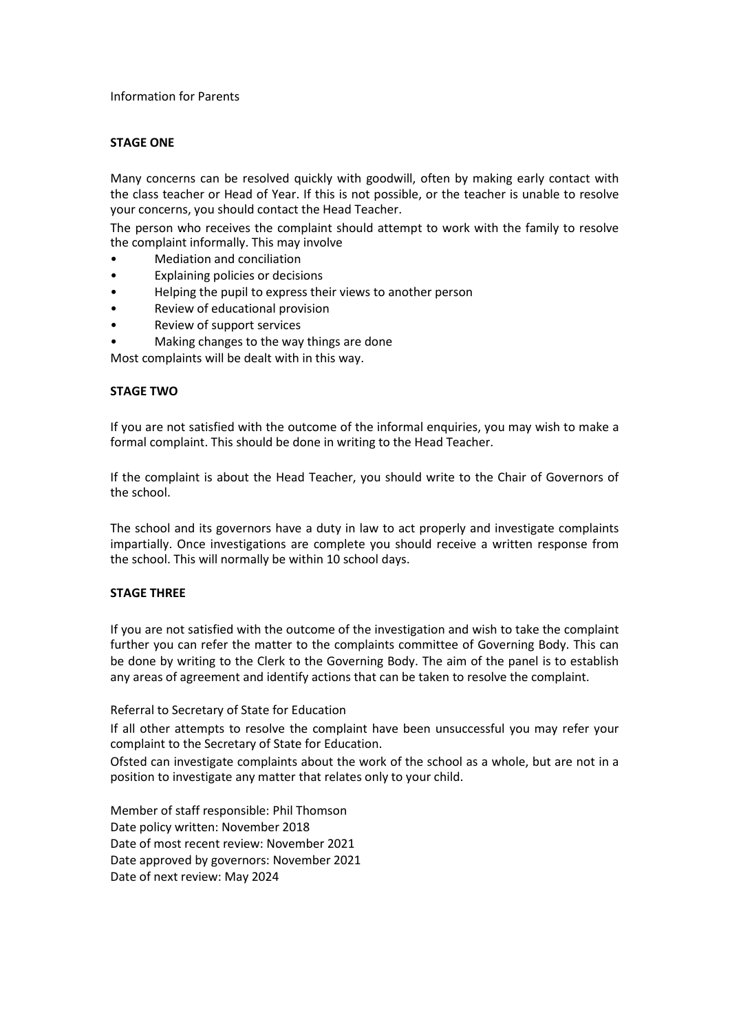Information for Parents

**STAGE ONE**

Many concerns can be resolved quickly with goodwill, often by making early contact with the class teacher or Head of Year. If this is not possible, or the teacher is unable to resolve your concerns, you should contact the Head Teacher.

The person who receives the complaint should attempt to work with the family to resolve the complaint informally. This may involve

- Mediation and conciliation
- Explaining policies or decisions
- Helping the pupil to express their views to another person
- Review of educational provision
- Review of support services
- Making changes to the way things are done

Most complaints will be dealt with in this way.

**STAGE TWO**

If you are not satisfied with the outcome of the informal enquiries, you may wish to make a formal complaint. This should be done in writing to the Head Teacher.

If the complaint is about the Head Teacher, you should write to the Chair of Governors of the school.

The school and its governors have a duty in law to act properly and investigate complaints impartially. Once investigations are complete you should receive a written response from the school. This will normally be within 10 school days.

**STAGE THREE**

If you are not satisfied with the outcome of the investigation and wish to take the complaint further you can refer the matter to the complaints committee of Governing Body. This can be done by writing to the Clerk to the Governing Body. The aim of the panel is to establish any areas of agreement and identify actions that can be taken to resolve the complaint.

Referral to Secretary of State for Education

If all other attempts to resolve the complaint have been unsuccessful you may refer your complaint to the Secretary of State for Education.

Ofsted can investigate complaints about the work of the school as a whole, but are not in a position to investigate any matter that relates only to your child.

Member of staff responsible: Phil Thomson
Date policy written: November 2018
Date of most recent review: November 2021
Date approved by governors: November 2021
Date of next review: May 2024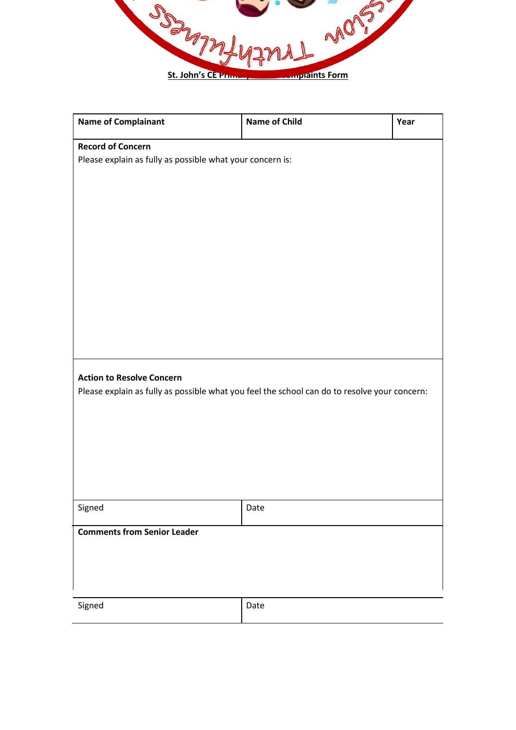**St. John's CE Primary School Complaints Form**

| Name of Complainant | Name of Child | Year |
|---|---|---|
| **Record of Concern**<br>Please explain as fully as possible what your concern is: | | |
| **Action to Resolve Concern**<br>Please explain as fully as possible what you feel the school can do to resolve your concern: | | |
| Signed | Date | |
| **Comments from Senior Leader** | | |
| Signed | Date | |